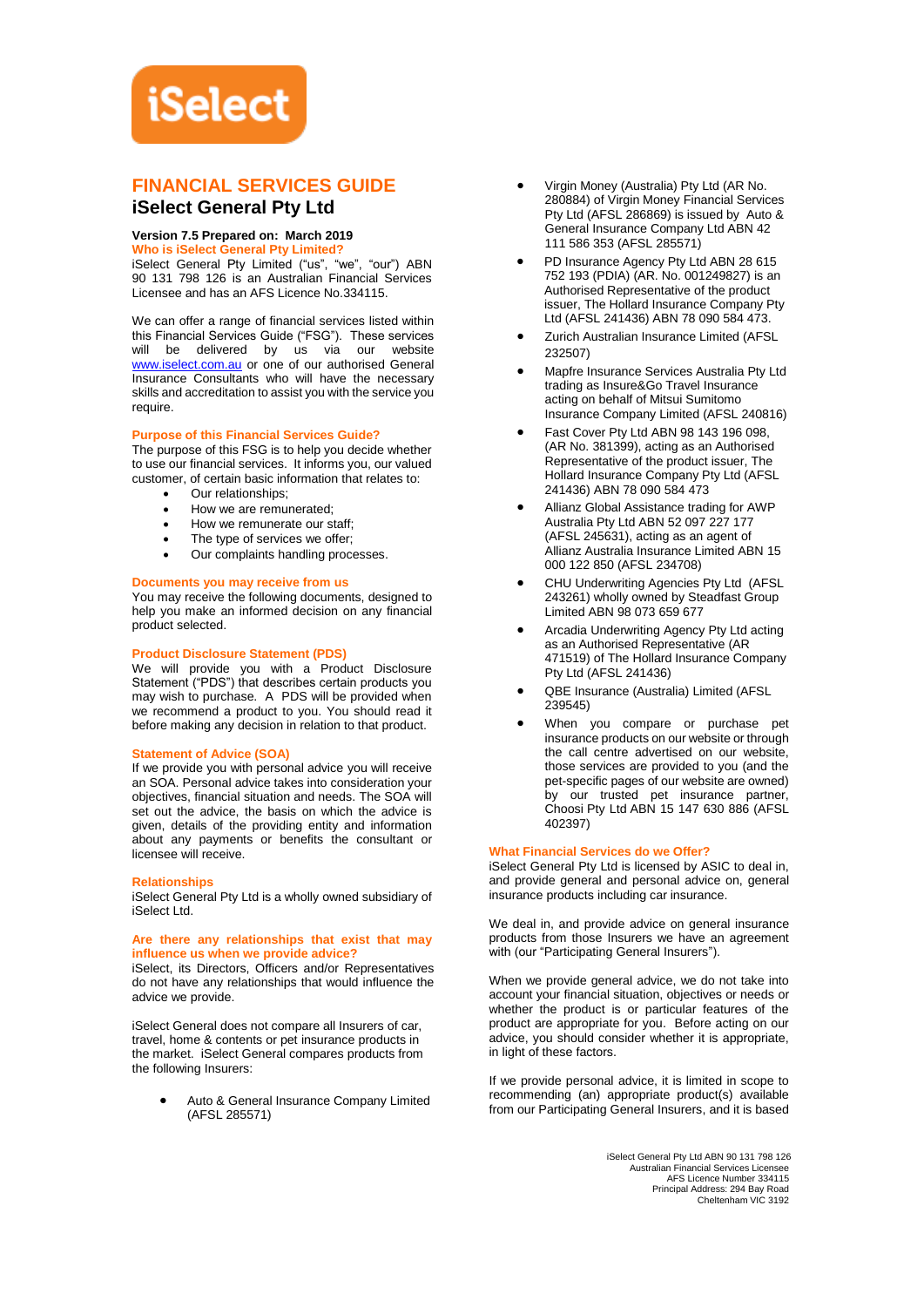iSelect

# FINANCIAL SERVICES GUIDE

## iSelect General Pty Ltd

**Version 7.5 Prepared on: March 2019**

### Who is iSelect General Pty Limited?

iSelect General Pty Limited ("us", "we", "our") ABN 90 131 798 126 is an Australian Financial Services Licensee and has an AFS Licence No.334115.

We can offer a range of financial services listed within this Financial Services Guide ("FSG"). These services will be delivered by us via our website www.iselect.com.au or one of our authorised General Insurance Consultants who will have the necessary skills and accreditation to assist you with the service you require.

### Purpose of this Financial Services Guide?

The purpose of this FSG is to help you decide whether to use our financial services. It informs you, our valued customer, of certain basic information that relates to:

- Our relationships;
- How we are remunerated;
- How we remunerate our staff;
- The type of services we offer;
- Our complaints handling processes.

### Documents you may receive from us

You may receive the following documents, designed to help you make an informed decision on any financial product selected.

### Product Disclosure Statement (PDS)

We will provide you with a Product Disclosure Statement ("PDS") that describes certain products you may wish to purchase. A PDS will be provided when we recommend a product to you. You should read it before making any decision in relation to that product.

### Statement of Advice (SOA)

If we provide you with personal advice you will receive an SOA. Personal advice takes into consideration your objectives, financial situation and needs. The SOA will set out the advice, the basis on which the advice is given, details of the providing entity and information about any payments or benefits the consultant or licensee will receive.

### Relationships

iSelect General Pty Ltd is a wholly owned subsidiary of iSelect Ltd.

### Are there any relationships that exist that may influence us when we provide advice?

iSelect, its Directors, Officers and/or Representatives do not have any relationships that would influence the advice we provide.

iSelect General does not compare all Insurers of car, travel, home & contents or pet insurance products in the market. iSelect General compares products from the following Insurers:

- Auto & General Insurance Company Limited (AFSL 285571)
- Virgin Money (Australia) Pty Ltd (AR No. 280884) of Virgin Money Financial Services Pty Ltd (AFSL 286869) is issued by Auto & General Insurance Company Ltd ABN 42 111 586 353 (AFSL 285571)
- PD Insurance Agency Pty Ltd ABN 28 615 752 193 (PDIA) (AR. No. 001249827) is an Authorised Representative of the product issuer, The Hollard Insurance Company Pty Ltd (AFSL 241436) ABN 78 090 584 473.
- Zurich Australian Insurance Limited (AFSL 232507)
- Mapfre Insurance Services Australia Pty Ltd trading as Insure&Go Travel Insurance acting on behalf of Mitsui Sumitomo Insurance Company Limited (AFSL 240816)
- Fast Cover Pty Ltd ABN 98 143 196 098, (AR No. 381399), acting as an Authorised Representative of the product issuer, The Hollard Insurance Company Pty Ltd (AFSL 241436) ABN 78 090 584 473
- Allianz Global Assistance trading for AWP Australia Pty Ltd ABN 52 097 227 177 (AFSL 245631), acting as an agent of Allianz Australia Insurance Limited ABN 15 000 122 850 (AFSL 234708)
- CHU Underwriting Agencies Pty Ltd (AFSL 243261) wholly owned by Steadfast Group Limited ABN 98 073 659 677
- Arcadia Underwriting Agency Pty Ltd acting as an Authorised Representative (AR 471519) of The Hollard Insurance Company Pty Ltd (AFSL 241436)
- QBE Insurance (Australia) Limited (AFSL 239545)
- When you compare or purchase pet insurance products on our website or through the call centre advertised on our website, those services are provided to you (and the pet-specific pages of our website are owned) by our trusted pet insurance partner, Choosi Pty Ltd ABN 15 147 630 886 (AFSL 402397)

### What Financial Services do we Offer?

iSelect General Pty Ltd is licensed by ASIC to deal in, and provide general and personal advice on, general insurance products including car insurance.

We deal in, and provide advice on general insurance products from those Insurers we have an agreement with (our "Participating General Insurers").

When we provide general advice, we do not take into account your financial situation, objectives or needs or whether the product is or particular features of the product are appropriate for you. Before acting on our advice, you should consider whether it is appropriate, in light of these factors.

If we provide personal advice, it is limited in scope to recommending (an) appropriate product(s) available from our Participating General Insurers, and it is based

iSelect General Pty Ltd ABN 90 131 798 126
Australian Financial Services Licensee
AFS Licence Number 334115
Principal Address: 294 Bay Road
Cheltenham VIC 3192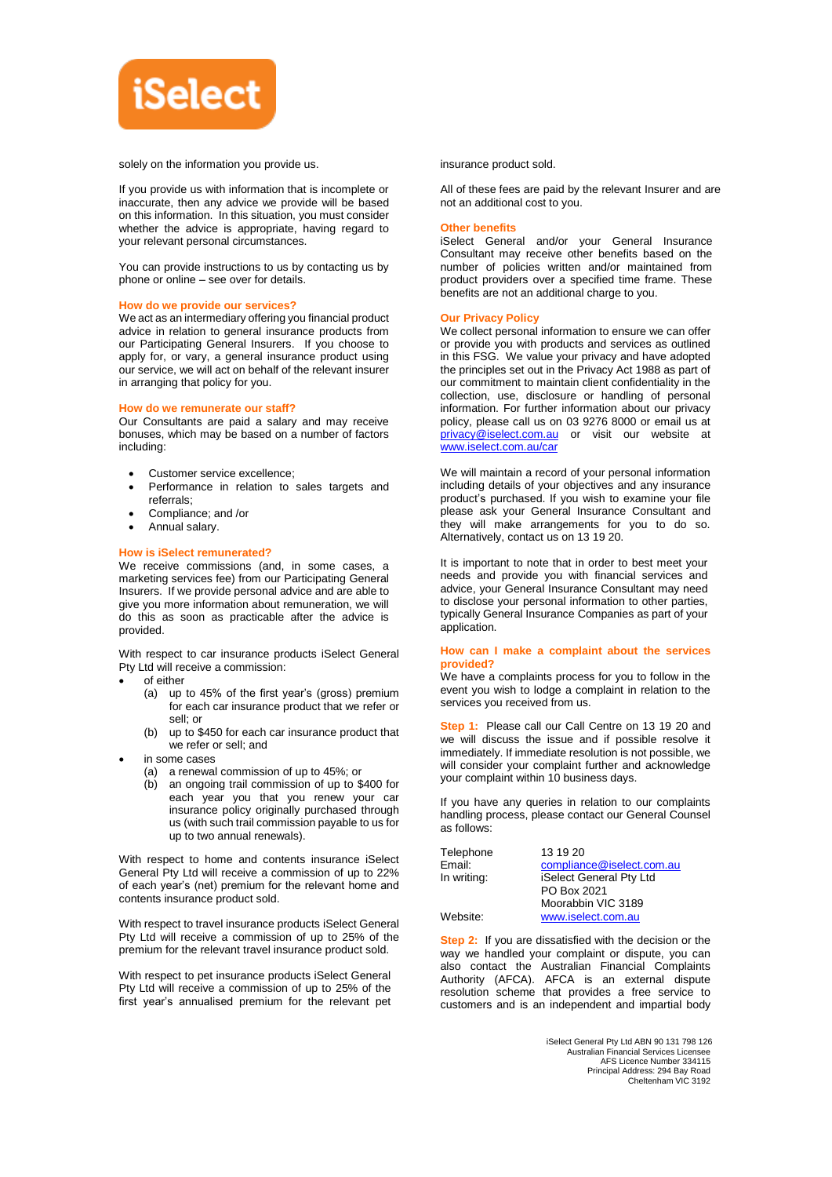solely on the information you provide us.

If you provide us with information that is incomplete or inaccurate, then any advice we provide will be based on this information. In this situation, you must consider whether the advice is appropriate, having regard to your relevant personal circumstances.

You can provide instructions to us by contacting us by phone or online – see over for details.

### How do we provide our services?

We act as an intermediary offering you financial product advice in relation to general insurance products from our Participating General Insurers. If you choose to apply for, or vary, a general insurance product using our service, we will act on behalf of the relevant insurer in arranging that policy for you.

### How do we remunerate our staff?

Our Consultants are paid a salary and may receive bonuses, which may be based on a number of factors including:

- Customer service excellence;
- Performance in relation to sales targets and referrals;
- Compliance; and /or
- Annual salary.

### How is iSelect remunerated?

We receive commissions (and, in some cases, a marketing services fee) from our Participating General Insurers. If we provide personal advice and are able to give you more information about remuneration, we will do this as soon as practicable after the advice is provided.

With respect to car insurance products iSelect General Pty Ltd will receive a commission:

- of either
  - (a) up to 45% of the first year's (gross) premium for each car insurance product that we refer or sell; or
  - (b) up to $450 for each car insurance product that we refer or sell; and
- in some cases
  - (a) a renewal commission of up to 45%; or
  - (b) an ongoing trail commission of up to $400 for each year you that you renew your car insurance policy originally purchased through us (with such trail commission payable to us for up to two annual renewals).

With respect to home and contents insurance iSelect General Pty Ltd will receive a commission of up to 22% of each year's (net) premium for the relevant home and contents insurance product sold.

With respect to travel insurance products iSelect General Pty Ltd will receive a commission of up to 25% of the premium for the relevant travel insurance product sold.

With respect to pet insurance products iSelect General Pty Ltd will receive a commission of up to 25% of the first year's annualised premium for the relevant pet insurance product sold.

All of these fees are paid by the relevant Insurer and are not an additional cost to you.

### Other benefits

iSelect General and/or your General Insurance Consultant may receive other benefits based on the number of policies written and/or maintained from product providers over a specified time frame. These benefits are not an additional charge to you.

### Our Privacy Policy

We collect personal information to ensure we can offer or provide you with products and services as outlined in this FSG. We value your privacy and have adopted the principles set out in the Privacy Act 1988 as part of our commitment to maintain client confidentiality in the collection, use, disclosure or handling of personal information. For further information about our privacy policy, please call us on 03 9276 8000 or email us at privacy@iselect.com.au or visit our website at www.iselect.com.au/car

We will maintain a record of your personal information including details of your objectives and any insurance product's purchased. If you wish to examine your file please ask your General Insurance Consultant and they will make arrangements for you to do so. Alternatively, contact us on 13 19 20.

It is important to note that in order to best meet your needs and provide you with financial services and advice, your General Insurance Consultant may need to disclose your personal information to other parties, typically General Insurance Companies as part of your application.

### How can I make a complaint about the services provided?

We have a complaints process for you to follow in the event you wish to lodge a complaint in relation to the services you received from us.

**Step 1:** Please call our Call Centre on 13 19 20 and we will discuss the issue and if possible resolve it immediately. If immediate resolution is not possible, we will consider your complaint further and acknowledge your complaint within 10 business days.

If you have any queries in relation to our complaints handling process, please contact our General Counsel as follows:

| | |
|---|---|
| Telephone | 13 19 20 |
| Email: | compliance@iselect.com.au |
| In writing: | iSelect General Pty Ltd<br>PO Box 2021<br>Moorabbin VIC 3189 |
| Website: | www.iselect.com.au |

**Step 2:** If you are dissatisfied with the decision or the way we handled your complaint or dispute, you can also contact the Australian Financial Complaints Authority (AFCA). AFCA is an external dispute resolution scheme that provides a free service to customers and is an independent and impartial body

iSelect General Pty Ltd ABN 90 131 798 126
Australian Financial Services Licensee
AFS Licence Number 334115
Principal Address: 294 Bay Road
Cheltenham VIC 3192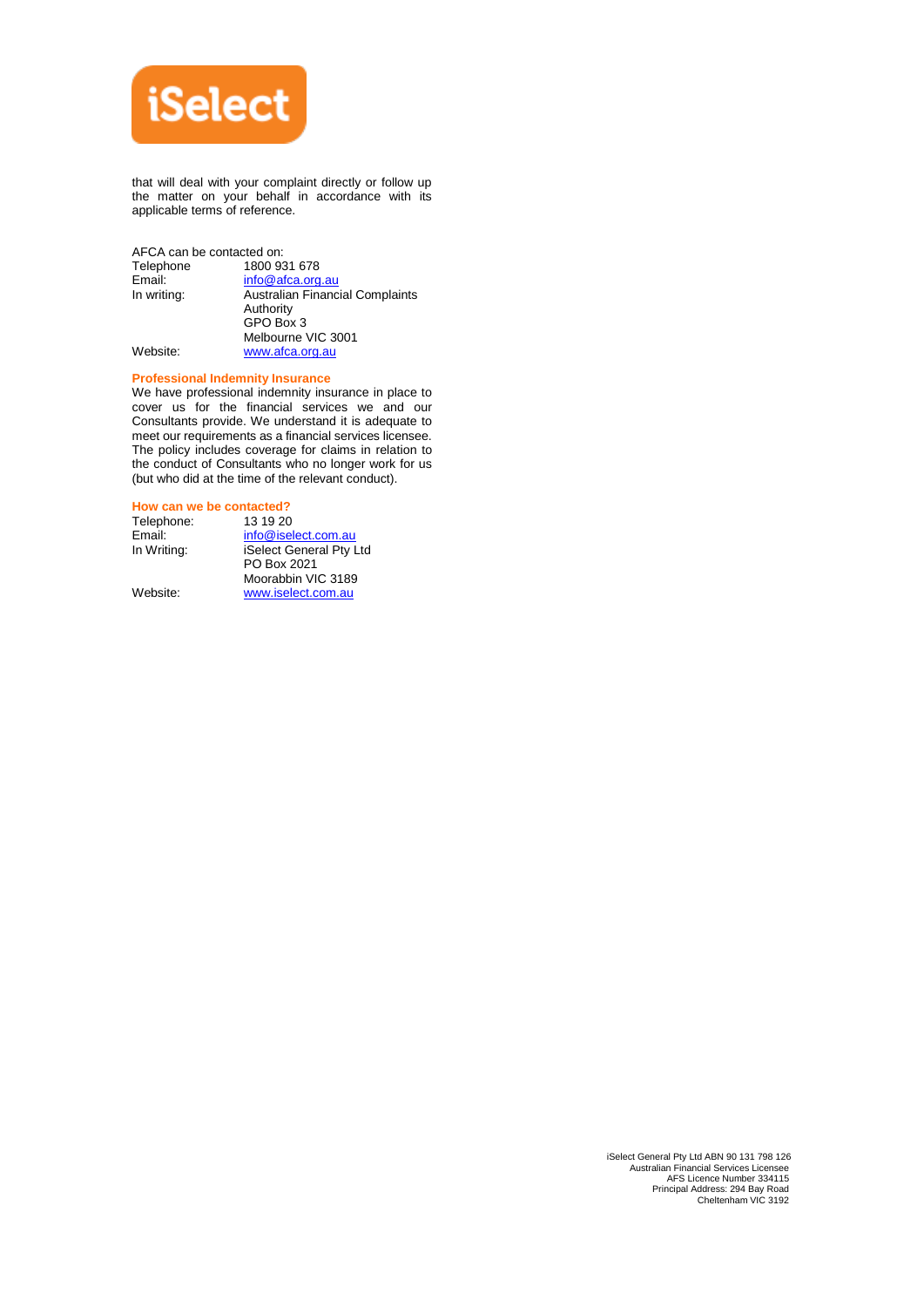that will deal with your complaint directly or follow up the matter on your behalf in accordance with its applicable terms of reference.

AFCA can be contacted on:

| | |
|---|---|
| Telephone | 1800 931 678 |
| Email: | info@afca.org.au |
| In writing: | Australian Financial Complaints Authority<br>GPO Box 3<br>Melbourne VIC 3001 |
| Website: | www.afca.org.au |

**Professional Indemnity Insurance**

We have professional indemnity insurance in place to cover us for the financial services we and our Consultants provide. We understand it is adequate to meet our requirements as a financial services licensee. The policy includes coverage for claims in relation to the conduct of Consultants who no longer work for us (but who did at the time of the relevant conduct).

**How can we be contacted?**

| | |
|---|---|
| Telephone: | 13 19 20 |
| Email: | info@iselect.com.au |
| In Writing: | iSelect General Pty Ltd<br>PO Box 2021<br>Moorabbin VIC 3189 |
| Website: | www.iselect.com.au |

iSelect General Pty Ltd ABN 90 131 798 126
Australian Financial Services Licensee
AFS Licence Number 334115
Principal Address: 294 Bay Road
Cheltenham VIC 3192